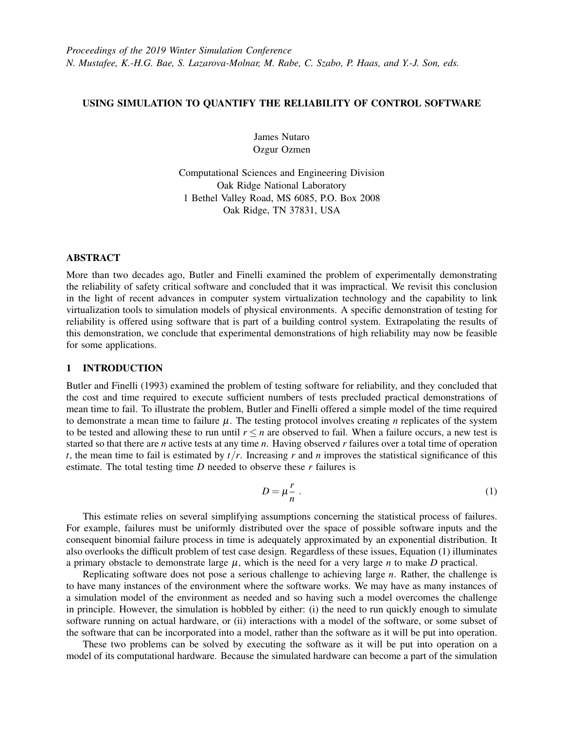*Proceedings of the 2019 Winter Simulation Conference*
*N. Mustafee, K.-H.G. Bae, S. Lazarova-Molnar, M. Rabe, C. Szabo, P. Haas, and Y.-J. Son, eds.*

# USING SIMULATION TO QUANTIFY THE RELIABILITY OF CONTROL SOFTWARE

James Nutaro
Ozgur Ozmen

Computational Sciences and Engineering Division
Oak Ridge National Laboratory
1 Bethel Valley Road, MS 6085, P.O. Box 2008
Oak Ridge, TN 37831, USA

## ABSTRACT

More than two decades ago, Butler and Finelli examined the problem of experimentally demonstrating the reliability of safety critical software and concluded that it was impractical. We revisit this conclusion in the light of recent advances in computer system virtualization technology and the capability to link virtualization tools to simulation models of physical environments. A specific demonstration of testing for reliability is offered using software that is part of a building control system. Extrapolating the results of this demonstration, we conclude that experimental demonstrations of high reliability may now be feasible for some applications.

## 1 INTRODUCTION

Butler and Finelli (1993) examined the problem of testing software for reliability, and they concluded that the cost and time required to execute sufficient numbers of tests precluded practical demonstrations of mean time to fail. To illustrate the problem, Butler and Finelli offered a simple model of the time required to demonstrate a mean time to failure $\mu$. The testing protocol involves creating $n$ replicates of the system to be tested and allowing these to run until $r \leq n$ are observed to fail. When a failure occurs, a new test is started so that there are $n$ active tests at any time $n$. Having observed $r$ failures over a total time of operation $t$, the mean time to fail is estimated by $t/r$. Increasing $r$ and $n$ improves the statistical significance of this estimate. The total testing time $D$ needed to observe these $r$ failures is

$$D = \mu \frac{r}{n} \ . \tag{1}$$

This estimate relies on several simplifying assumptions concerning the statistical process of failures. For example, failures must be uniformly distributed over the space of possible software inputs and the consequent binomial failure process in time is adequately approximated by an exponential distribution. It also overlooks the difficult problem of test case design. Regardless of these issues, Equation (1) illuminates a primary obstacle to demonstrate large $\mu$, which is the need for a very large $n$ to make $D$ practical.

Replicating software does not pose a serious challenge to achieving large $n$. Rather, the challenge is to have many instances of the environment where the software works. We may have as many instances of a simulation model of the environment as needed and so having such a model overcomes the challenge in principle. However, the simulation is hobbled by either: (i) the need to run quickly enough to simulate software running on actual hardware, or (ii) interactions with a model of the software, or some subset of the software that can be incorporated into a model, rather than the software as it will be put into operation.

These two problems can be solved by executing the software as it will be put into operation on a model of its computational hardware. Because the simulated hardware can become a part of the simulation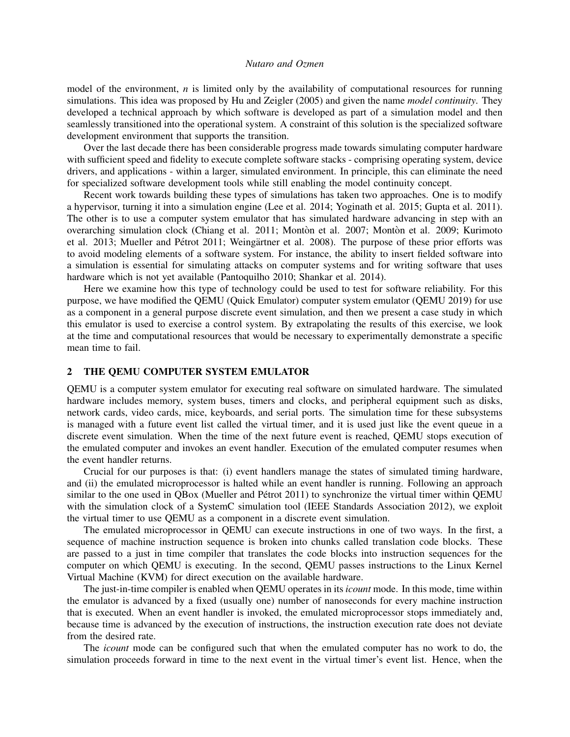model of the environment, $n$ is limited only by the availability of computational resources for running simulations. This idea was proposed by Hu and Zeigler (2005) and given the name *model continuity*. They developed a technical approach by which software is developed as part of a simulation model and then seamlessly transitioned into the operational system. A constraint of this solution is the specialized software development environment that supports the transition.

Over the last decade there has been considerable progress made towards simulating computer hardware with sufficient speed and fidelity to execute complete software stacks - comprising operating system, device drivers, and applications - within a larger, simulated environment. In principle, this can eliminate the need for specialized software development tools while still enabling the model continuity concept.

Recent work towards building these types of simulations has taken two approaches. One is to modify a hypervisor, turning it into a simulation engine (Lee et al. 2014; Yoginath et al. 2015; Gupta et al. 2011). The other is to use a computer system emulator that has simulated hardware advancing in step with an overarching simulation clock (Chiang et al. 2011; Montòn et al. 2007; Montòn et al. 2009; Kurimoto et al. 2013; Mueller and Pétrot 2011; Weingärtner et al. 2008). The purpose of these prior efforts was to avoid modeling elements of a software system. For instance, the ability to insert fielded software into a simulation is essential for simulating attacks on computer systems and for writing software that uses hardware which is not yet available (Pantoquilho 2010; Shankar et al. 2014).

Here we examine how this type of technology could be used to test for software reliability. For this purpose, we have modified the QEMU (Quick Emulator) computer system emulator (QEMU 2019) for use as a component in a general purpose discrete event simulation, and then we present a case study in which this emulator is used to exercise a control system. By extrapolating the results of this exercise, we look at the time and computational resources that would be necessary to experimentally demonstrate a specific mean time to fail.

## 2 THE QEMU COMPUTER SYSTEM EMULATOR

QEMU is a computer system emulator for executing real software on simulated hardware. The simulated hardware includes memory, system buses, timers and clocks, and peripheral equipment such as disks, network cards, video cards, mice, keyboards, and serial ports. The simulation time for these subsystems is managed with a future event list called the virtual timer, and it is used just like the event queue in a discrete event simulation. When the time of the next future event is reached, QEMU stops execution of the emulated computer and invokes an event handler. Execution of the emulated computer resumes when the event handler returns.

Crucial for our purposes is that: (i) event handlers manage the states of simulated timing hardware, and (ii) the emulated microprocessor is halted while an event handler is running. Following an approach similar to the one used in QBox (Mueller and Pétrot 2011) to synchronize the virtual timer within QEMU with the simulation clock of a SystemC simulation tool (IEEE Standards Association 2012), we exploit the virtual timer to use QEMU as a component in a discrete event simulation.

The emulated microprocessor in QEMU can execute instructions in one of two ways. In the first, a sequence of machine instruction sequence is broken into chunks called translation code blocks. These are passed to a just in time compiler that translates the code blocks into instruction sequences for the computer on which QEMU is executing. In the second, QEMU passes instructions to the Linux Kernel Virtual Machine (KVM) for direct execution on the available hardware.

The just-in-time compiler is enabled when QEMU operates in its *icount* mode. In this mode, time within the emulator is advanced by a fixed (usually one) number of nanoseconds for every machine instruction that is executed. When an event handler is invoked, the emulated microprocessor stops immediately and, because time is advanced by the execution of instructions, the instruction execution rate does not deviate from the desired rate.

The *icount* mode can be configured such that when the emulated computer has no work to do, the simulation proceeds forward in time to the next event in the virtual timer's event list. Hence, when the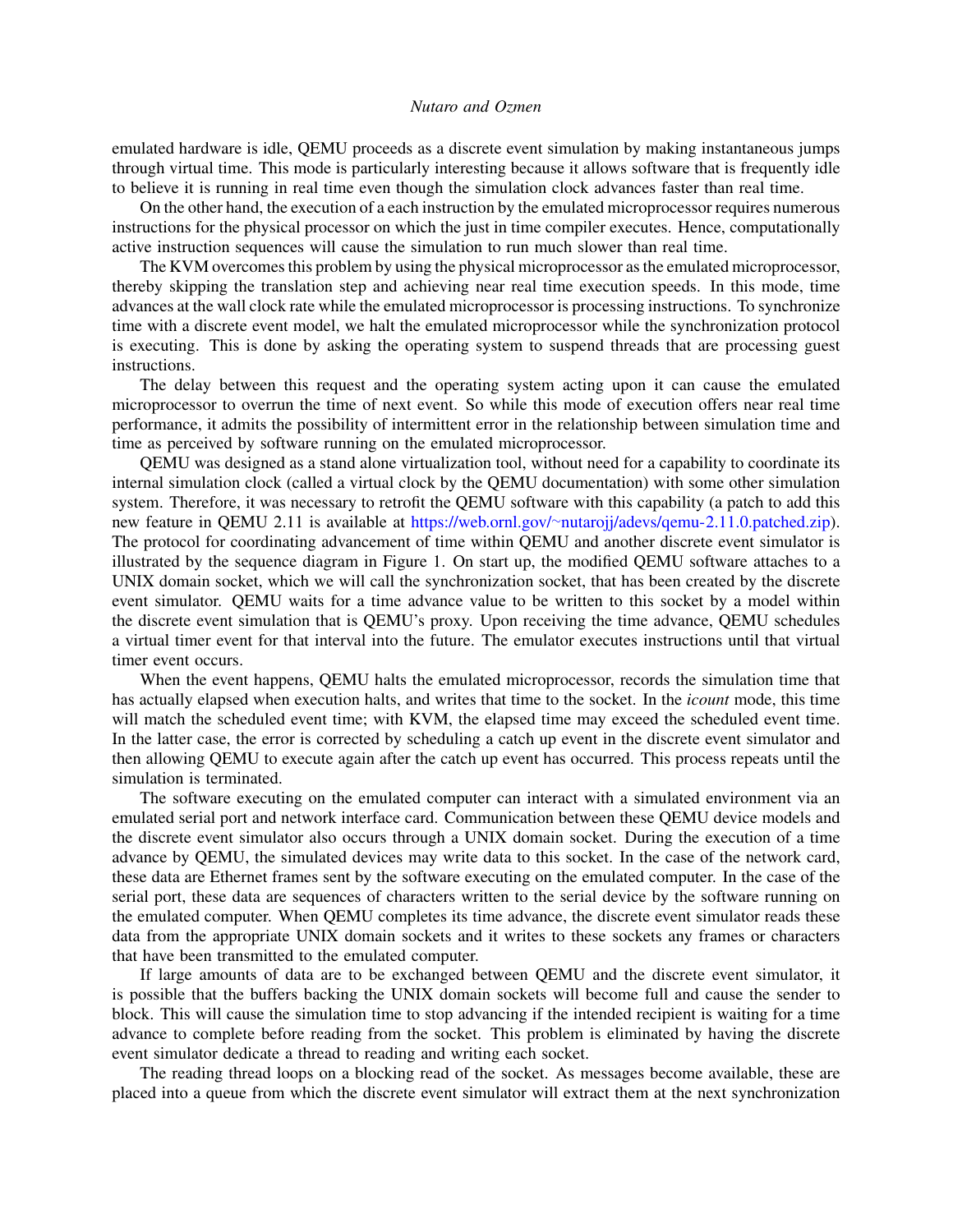emulated hardware is idle, QEMU proceeds as a discrete event simulation by making instantaneous jumps through virtual time. This mode is particularly interesting because it allows software that is frequently idle to believe it is running in real time even though the simulation clock advances faster than real time.

On the other hand, the execution of a each instruction by the emulated microprocessor requires numerous instructions for the physical processor on which the just in time compiler executes. Hence, computationally active instruction sequences will cause the simulation to run much slower than real time.

The KVM overcomes this problem by using the physical microprocessor as the emulated microprocessor, thereby skipping the translation step and achieving near real time execution speeds. In this mode, time advances at the wall clock rate while the emulated microprocessor is processing instructions. To synchronize time with a discrete event model, we halt the emulated microprocessor while the synchronization protocol is executing. This is done by asking the operating system to suspend threads that are processing guest instructions.

The delay between this request and the operating system acting upon it can cause the emulated microprocessor to overrun the time of next event. So while this mode of execution offers near real time performance, it admits the possibility of intermittent error in the relationship between simulation time and time as perceived by software running on the emulated microprocessor.

QEMU was designed as a stand alone virtualization tool, without need for a capability to coordinate its internal simulation clock (called a virtual clock by the QEMU documentation) with some other simulation system. Therefore, it was necessary to retrofit the QEMU software with this capability (a patch to add this new feature in QEMU 2.11 is available at https://web.ornl.gov/~nutarojj/adevs/qemu-2.11.0.patched.zip). The protocol for coordinating advancement of time within QEMU and another discrete event simulator is illustrated by the sequence diagram in Figure 1. On start up, the modified QEMU software attaches to a UNIX domain socket, which we will call the synchronization socket, that has been created by the discrete event simulator. QEMU waits for a time advance value to be written to this socket by a model within the discrete event simulation that is QEMU's proxy. Upon receiving the time advance, QEMU schedules a virtual timer event for that interval into the future. The emulator executes instructions until that virtual timer event occurs.

When the event happens, QEMU halts the emulated microprocessor, records the simulation time that has actually elapsed when execution halts, and writes that time to the socket. In the *icount* mode, this time will match the scheduled event time; with KVM, the elapsed time may exceed the scheduled event time. In the latter case, the error is corrected by scheduling a catch up event in the discrete event simulator and then allowing QEMU to execute again after the catch up event has occurred. This process repeats until the simulation is terminated.

The software executing on the emulated computer can interact with a simulated environment via an emulated serial port and network interface card. Communication between these QEMU device models and the discrete event simulator also occurs through a UNIX domain socket. During the execution of a time advance by QEMU, the simulated devices may write data to this socket. In the case of the network card, these data are Ethernet frames sent by the software executing on the emulated computer. In the case of the serial port, these data are sequences of characters written to the serial device by the software running on the emulated computer. When QEMU completes its time advance, the discrete event simulator reads these data from the appropriate UNIX domain sockets and it writes to these sockets any frames or characters that have been transmitted to the emulated computer.

If large amounts of data are to be exchanged between QEMU and the discrete event simulator, it is possible that the buffers backing the UNIX domain sockets will become full and cause the sender to block. This will cause the simulation time to stop advancing if the intended recipient is waiting for a time advance to complete before reading from the socket. This problem is eliminated by having the discrete event simulator dedicate a thread to reading and writing each socket.

The reading thread loops on a blocking read of the socket. As messages become available, these are placed into a queue from which the discrete event simulator will extract them at the next synchronization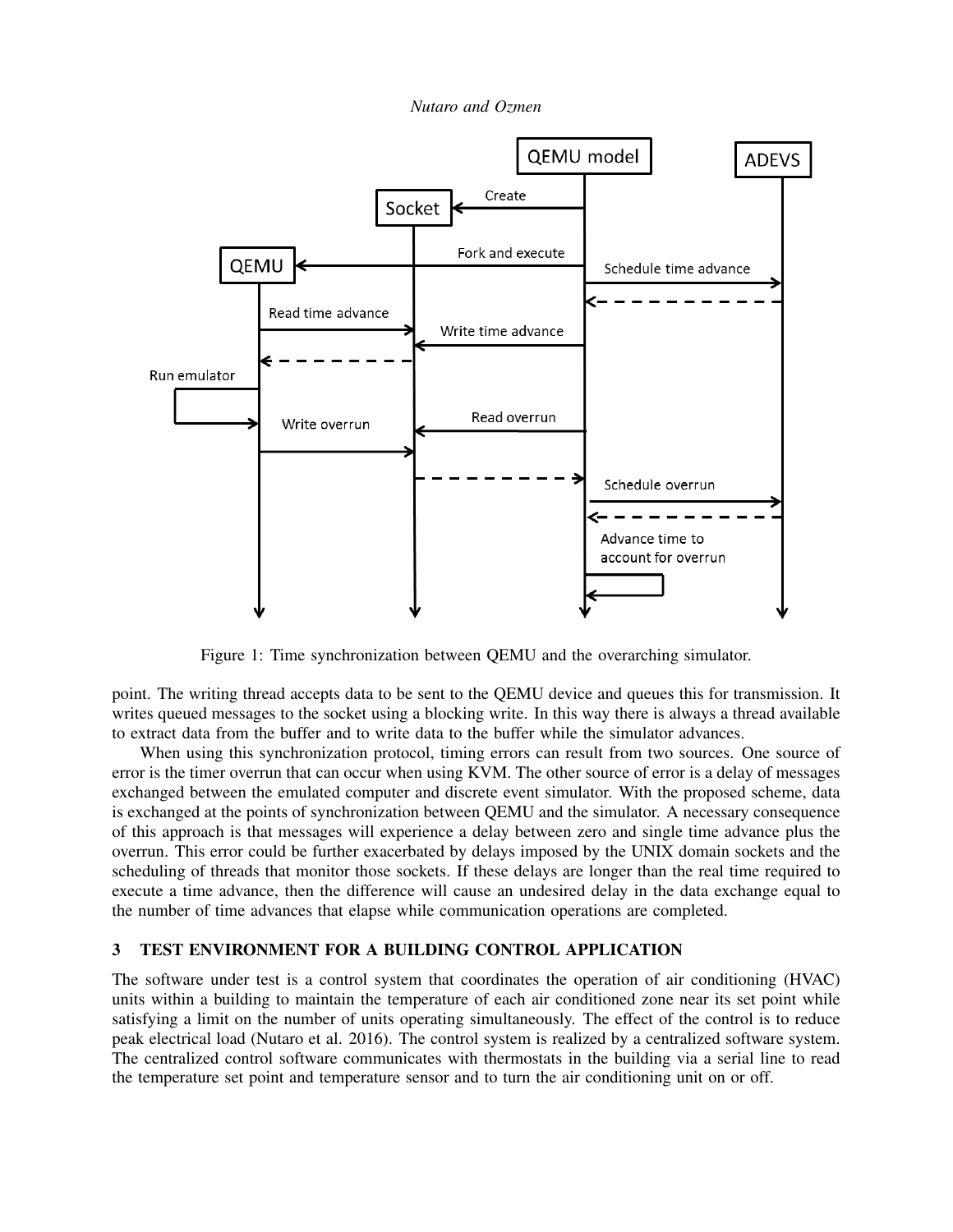Figure 1: Time synchronization between QEMU and the overarching simulator.

point. The writing thread accepts data to be sent to the QEMU device and queues this for transmission. It writes queued messages to the socket using a blocking write. In this way there is always a thread available to extract data from the buffer and to write data to the buffer while the simulator advances.

When using this synchronization protocol, timing errors can result from two sources. One source of error is the timer overrun that can occur when using KVM. The other source of error is a delay of messages exchanged between the emulated computer and discrete event simulator. With the proposed scheme, data is exchanged at the points of synchronization between QEMU and the simulator. A necessary consequence of this approach is that messages will experience a delay between zero and single time advance plus the overrun. This error could be further exacerbated by delays imposed by the UNIX domain sockets and the scheduling of threads that monitor those sockets. If these delays are longer than the real time required to execute a time advance, then the difference will cause an undesired delay in the data exchange equal to the number of time advances that elapse while communication operations are completed.

## 3 TEST ENVIRONMENT FOR A BUILDING CONTROL APPLICATION

The software under test is a control system that coordinates the operation of air conditioning (HVAC) units within a building to maintain the temperature of each air conditioned zone near its set point while satisfying a limit on the number of units operating simultaneously. The effect of the control is to reduce peak electrical load (Nutaro et al. 2016). The control system is realized by a centralized software system. The centralized control software communicates with thermostats in the building via a serial line to read the temperature set point and temperature sensor and to turn the air conditioning unit on or off.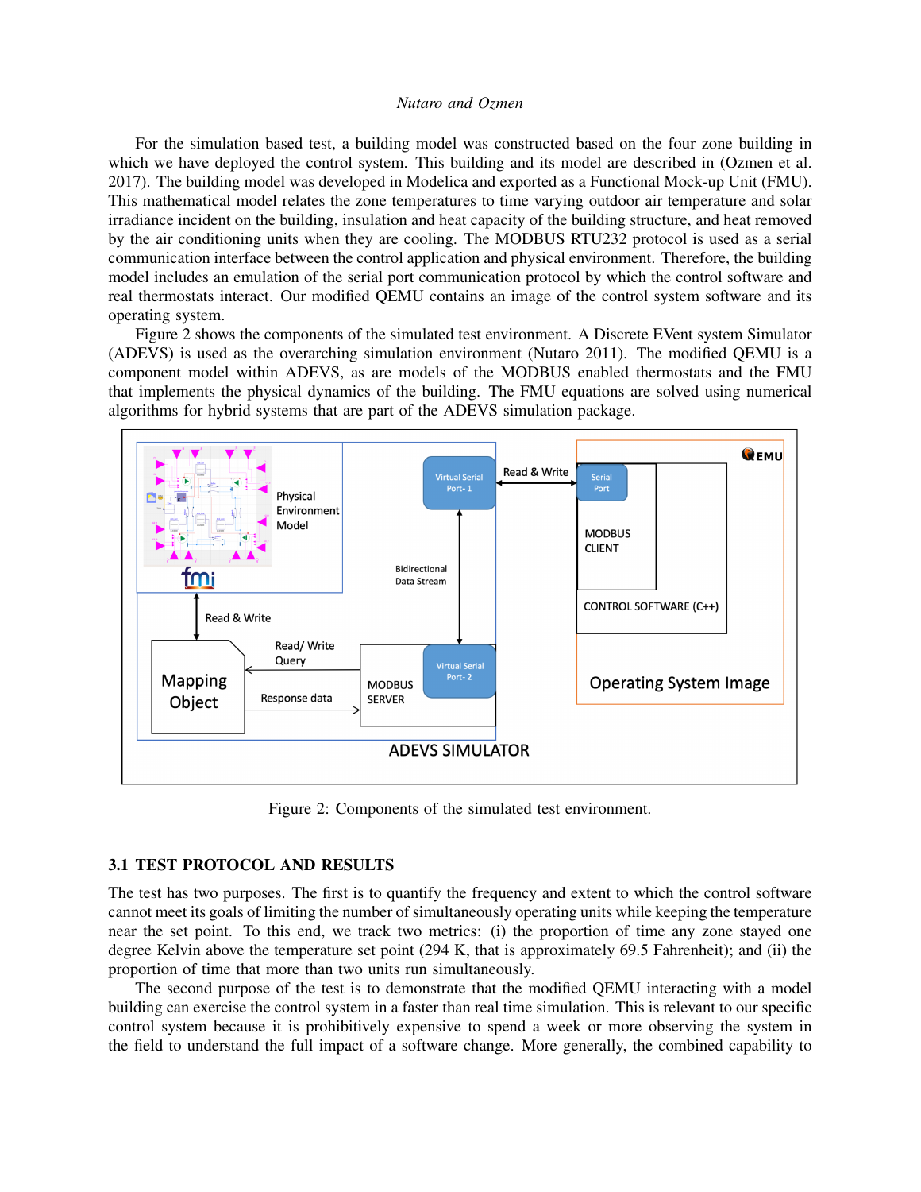For the simulation based test, a building model was constructed based on the four zone building in which we have deployed the control system. This building and its model are described in (Ozmen et al. 2017). The building model was developed in Modelica and exported as a Functional Mock-up Unit (FMU). This mathematical model relates the zone temperatures to time varying outdoor air temperature and solar irradiance incident on the building, insulation and heat capacity of the building structure, and heat removed by the air conditioning units when they are cooling. The MODBUS RTU232 protocol is used as a serial communication interface between the control application and physical environment. Therefore, the building model includes an emulation of the serial port communication protocol by which the control software and real thermostats interact. Our modified QEMU contains an image of the control system software and its operating system.

Figure 2 shows the components of the simulated test environment. A Discrete EVent system Simulator (ADEVS) is used as the overarching simulation environment (Nutaro 2011). The modified QEMU is a component model within ADEVS, as are models of the MODBUS enabled thermostats and the FMU that implements the physical dynamics of the building. The FMU equations are solved using numerical algorithms for hybrid systems that are part of the ADEVS simulation package.

Figure 2: Components of the simulated test environment.

### 3.1 TEST PROTOCOL AND RESULTS

The test has two purposes. The first is to quantify the frequency and extent to which the control software cannot meet its goals of limiting the number of simultaneously operating units while keeping the temperature near the set point. To this end, we track two metrics: (i) the proportion of time any zone stayed one degree Kelvin above the temperature set point (294 K, that is approximately 69.5 Fahrenheit); and (ii) the proportion of time that more than two units run simultaneously.

The second purpose of the test is to demonstrate that the modified QEMU interacting with a model building can exercise the control system in a faster than real time simulation. This is relevant to our specific control system because it is prohibitively expensive to spend a week or more observing the system in the field to understand the full impact of a software change. More generally, the combined capability to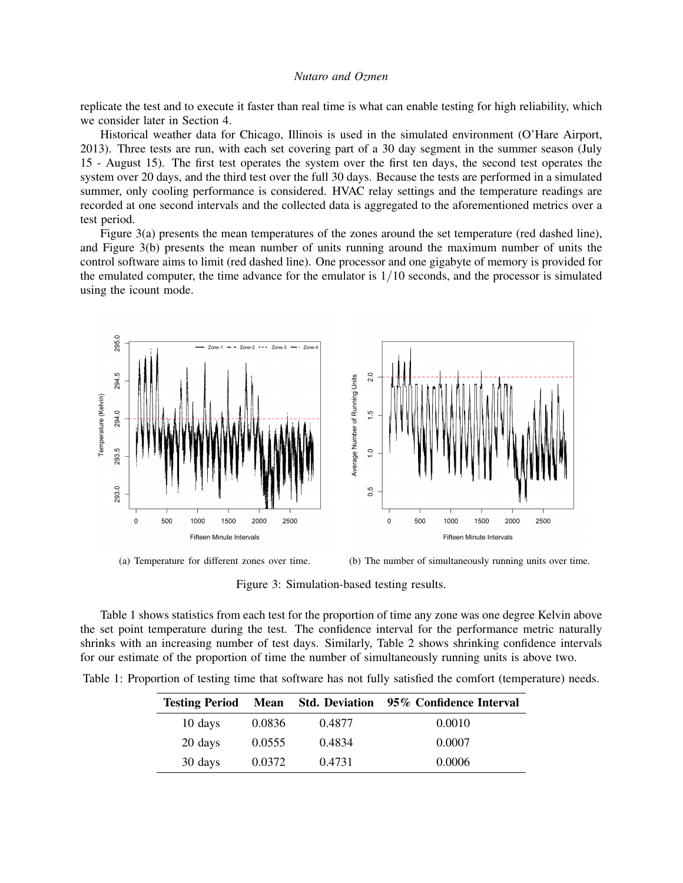replicate the test and to execute it faster than real time is what can enable testing for high reliability, which we consider later in Section 4.

Historical weather data for Chicago, Illinois is used in the simulated environment (O'Hare Airport, 2013). Three tests are run, with each set covering part of a 30 day segment in the summer season (July 15 - August 15). The first test operates the system over the first ten days, the second test operates the system over 20 days, and the third test over the full 30 days. Because the tests are performed in a simulated summer, only cooling performance is considered. HVAC relay settings and the temperature readings are recorded at one second intervals and the collected data is aggregated to the aforementioned metrics over a test period.

Figure 3(a) presents the mean temperatures of the zones around the set temperature (red dashed line), and Figure 3(b) presents the mean number of units running around the maximum number of units the control software aims to limit (red dashed line). One processor and one gigabyte of memory is provided for the emulated computer, the time advance for the emulator is $1/10$ seconds, and the processor is simulated using the icount mode.

(a) Temperature for different zones over time.

(b) The number of simultaneously running units over time.

Figure 3: Simulation-based testing results.

Table 1 shows statistics from each test for the proportion of time any zone was one degree Kelvin above the set point temperature during the test. The confidence interval for the performance metric naturally shrinks with an increasing number of test days. Similarly, Table 2 shows shrinking confidence intervals for our estimate of the proportion of time the number of simultaneously running units is above two.

Table 1: Proportion of testing time that software has not fully satisfied the comfort (temperature) needs.

| Testing Period | Mean | Std. Deviation | 95% Confidence Interval |
| --- | --- | --- | --- |
| 10 days | 0.0836 | 0.4877 | 0.0010 |
| 20 days | 0.0555 | 0.4834 | 0.0007 |
| 30 days | 0.0372 | 0.4731 | 0.0006 |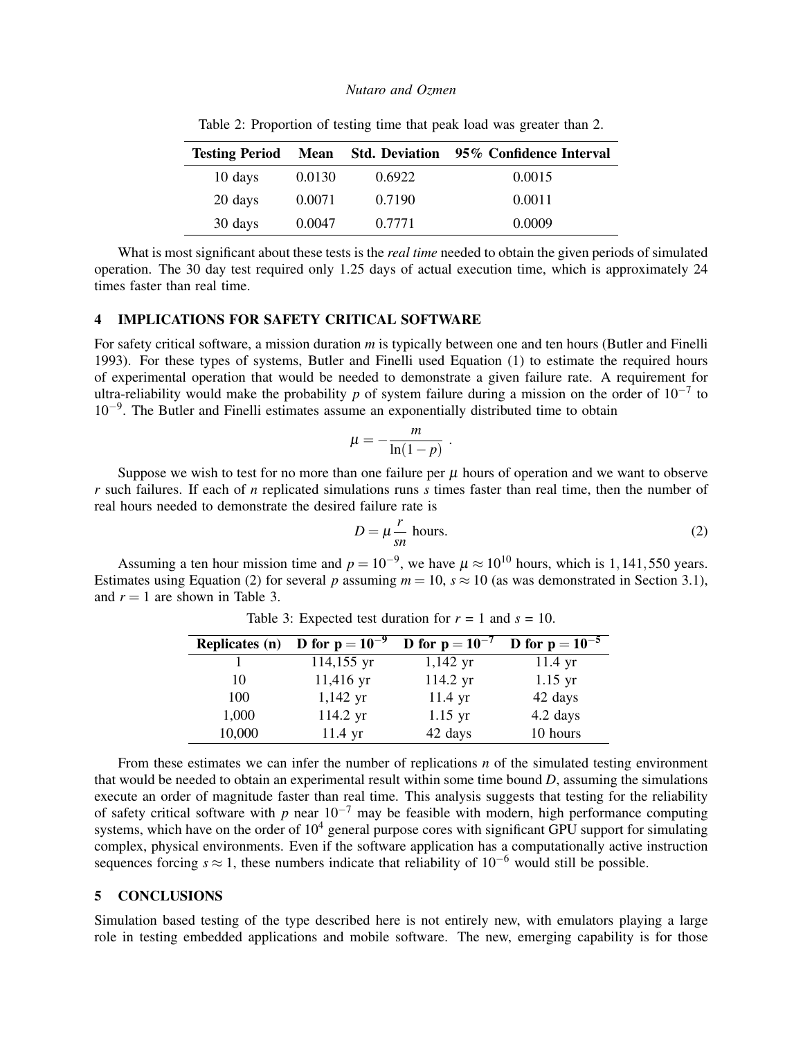Table 2: Proportion of testing time that peak load was greater than 2.

| Testing Period | Mean | Std. Deviation | 95% Confidence Interval |
|---|---|---|---|
| 10 days | 0.0130 | 0.6922 | 0.0015 |
| 20 days | 0.0071 | 0.7190 | 0.0011 |
| 30 days | 0.0047 | 0.7771 | 0.0009 |

What is most significant about these tests is the *real time* needed to obtain the given periods of simulated operation. The 30 day test required only 1.25 days of actual execution time, which is approximately 24 times faster than real time.

## 4 IMPLICATIONS FOR SAFETY CRITICAL SOFTWARE

For safety critical software, a mission duration $m$ is typically between one and ten hours (Butler and Finelli 1993). For these types of systems, Butler and Finelli used Equation (1) to estimate the required hours of experimental operation that would be needed to demonstrate a given failure rate. A requirement for ultra-reliability would make the probability $p$ of system failure during a mission on the order of $10^{-7}$ to $10^{-9}$. The Butler and Finelli estimates assume an exponentially distributed time to obtain

$$\mu = -\frac{m}{\ln(1-p)} \ .$$

Suppose we wish to test for no more than one failure per $\mu$ hours of operation and we want to observe $r$ such failures. If each of $n$ replicated simulations runs $s$ times faster than real time, then the number of real hours needed to demonstrate the desired failure rate is

$$D = \mu \frac{r}{sn} \text{ hours.} \tag{2}$$

Assuming a ten hour mission time and $p = 10^{-9}$, we have $\mu \approx 10^{10}$ hours, which is $1,141,550$ years. Estimates using Equation (2) for several $p$ assuming $m = 10$, $s \approx 10$ (as was demonstrated in Section 3.1), and $r = 1$ are shown in Table 3.

Table 3: Expected test duration for $r$ = 1 and $s$ = 10.

| Replicates (n) | D for $p = 10^{-9}$ | D for $p = 10^{-7}$ | D for $p = 10^{-5}$ |
|---|---|---|---|
| 1 | 114,155 yr | 1,142 yr | 11.4 yr |
| 10 | 11,416 yr | 114.2 yr | 1.15 yr |
| 100 | 1,142 yr | 11.4 yr | 42 days |
| 1,000 | 114.2 yr | 1.15 yr | 4.2 days |
| 10,000 | 11.4 yr | 42 days | 10 hours |

From these estimates we can infer the number of replications $n$ of the simulated testing environment that would be needed to obtain an experimental result within some time bound $D$, assuming the simulations execute an order of magnitude faster than real time. This analysis suggests that testing for the reliability of safety critical software with $p$ near $10^{-7}$ may be feasible with modern, high performance computing systems, which have on the order of $10^4$ general purpose cores with significant GPU support for simulating complex, physical environments. Even if the software application has a computationally active instruction sequences forcing $s \approx 1$, these numbers indicate that reliability of $10^{-6}$ would still be possible.

## 5 CONCLUSIONS

Simulation based testing of the type described here is not entirely new, with emulators playing a large role in testing embedded applications and mobile software. The new, emerging capability is for those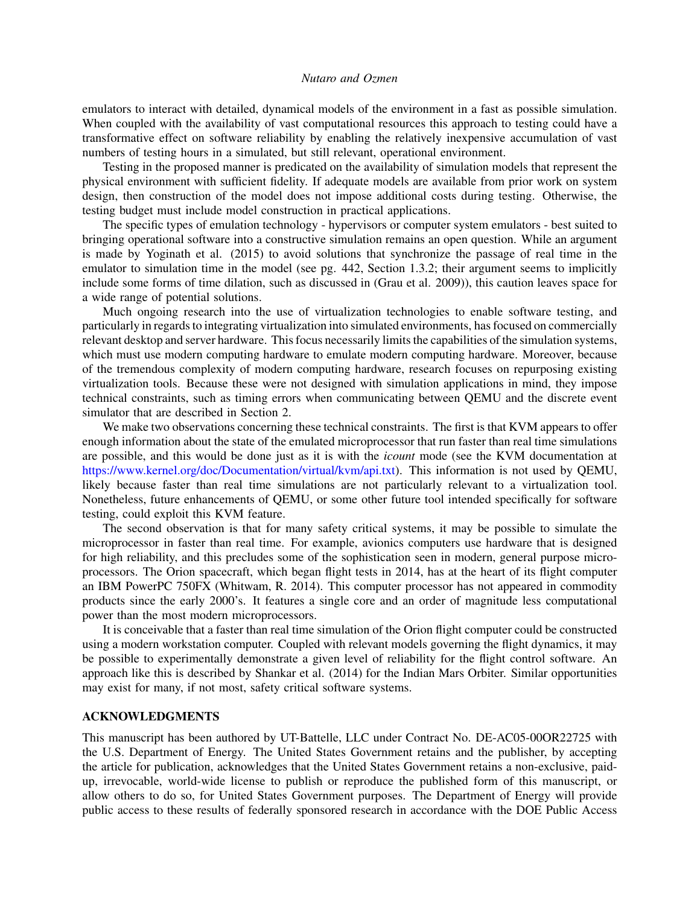emulators to interact with detailed, dynamical models of the environment in a fast as possible simulation. When coupled with the availability of vast computational resources this approach to testing could have a transformative effect on software reliability by enabling the relatively inexpensive accumulation of vast numbers of testing hours in a simulated, but still relevant, operational environment.

Testing in the proposed manner is predicated on the availability of simulation models that represent the physical environment with sufficient fidelity. If adequate models are available from prior work on system design, then construction of the model does not impose additional costs during testing. Otherwise, the testing budget must include model construction in practical applications.

The specific types of emulation technology - hypervisors or computer system emulators - best suited to bringing operational software into a constructive simulation remains an open question. While an argument is made by Yoginath et al. (2015) to avoid solutions that synchronize the passage of real time in the emulator to simulation time in the model (see pg. 442, Section 1.3.2; their argument seems to implicitly include some forms of time dilation, such as discussed in (Grau et al. 2009)), this caution leaves space for a wide range of potential solutions.

Much ongoing research into the use of virtualization technologies to enable software testing, and particularly in regards to integrating virtualization into simulated environments, has focused on commercially relevant desktop and server hardware. This focus necessarily limits the capabilities of the simulation systems, which must use modern computing hardware to emulate modern computing hardware. Moreover, because of the tremendous complexity of modern computing hardware, research focuses on repurposing existing virtualization tools. Because these were not designed with simulation applications in mind, they impose technical constraints, such as timing errors when communicating between QEMU and the discrete event simulator that are described in Section 2.

We make two observations concerning these technical constraints. The first is that KVM appears to offer enough information about the state of the emulated microprocessor that run faster than real time simulations are possible, and this would be done just as it is with the *icount* mode (see the KVM documentation at https://www.kernel.org/doc/Documentation/virtual/kvm/api.txt). This information is not used by QEMU, likely because faster than real time simulations are not particularly relevant to a virtualization tool. Nonetheless, future enhancements of QEMU, or some other future tool intended specifically for software testing, could exploit this KVM feature.

The second observation is that for many safety critical systems, it may be possible to simulate the microprocessor in faster than real time. For example, avionics computers use hardware that is designed for high reliability, and this precludes some of the sophistication seen in modern, general purpose microprocessors. The Orion spacecraft, which began flight tests in 2014, has at the heart of its flight computer an IBM PowerPC 750FX (Whitwam, R. 2014). This computer processor has not appeared in commodity products since the early 2000's. It features a single core and an order of magnitude less computational power than the most modern microprocessors.

It is conceivable that a faster than real time simulation of the Orion flight computer could be constructed using a modern workstation computer. Coupled with relevant models governing the flight dynamics, it may be possible to experimentally demonstrate a given level of reliability for the flight control software. An approach like this is described by Shankar et al. (2014) for the Indian Mars Orbiter. Similar opportunities may exist for many, if not most, safety critical software systems.

## ACKNOWLEDGMENTS

This manuscript has been authored by UT-Battelle, LLC under Contract No. DE-AC05-00OR22725 with the U.S. Department of Energy. The United States Government retains and the publisher, by accepting the article for publication, acknowledges that the United States Government retains a non-exclusive, paid-up, irrevocable, world-wide license to publish or reproduce the published form of this manuscript, or allow others to do so, for United States Government purposes. The Department of Energy will provide public access to these results of federally sponsored research in accordance with the DOE Public Access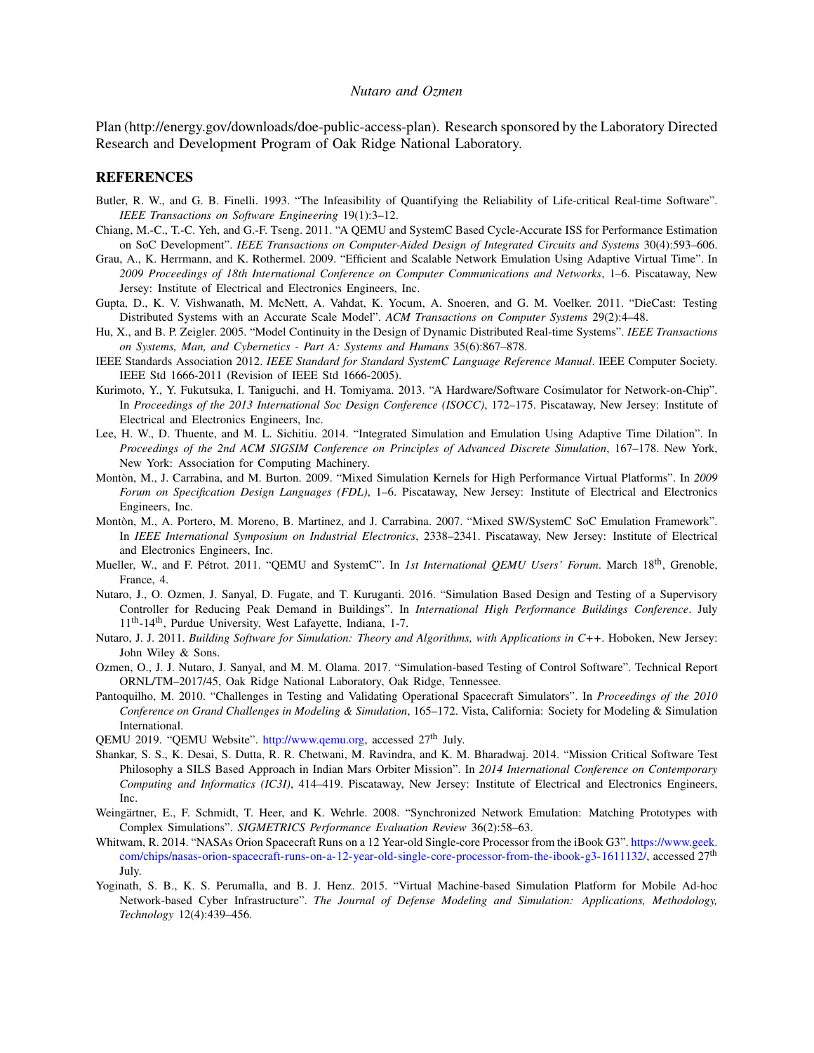Plan (http://energy.gov/downloads/doe-public-access-plan). Research sponsored by the Laboratory Directed Research and Development Program of Oak Ridge National Laboratory.

## REFERENCES

Butler, R. W., and G. B. Finelli. 1993. "The Infeasibility of Quantifying the Reliability of Life-critical Real-time Software". *IEEE Transactions on Software Engineering* 19(1):3–12.

Chiang, M.-C., T.-C. Yeh, and G.-F. Tseng. 2011. "A QEMU and SystemC Based Cycle-Accurate ISS for Performance Estimation on SoC Development". *IEEE Transactions on Computer-Aided Design of Integrated Circuits and Systems* 30(4):593–606.

Grau, A., K. Herrmann, and K. Rothermel. 2009. "Efficient and Scalable Network Emulation Using Adaptive Virtual Time". In *2009 Proceedings of 18th International Conference on Computer Communications and Networks*, 1–6. Piscataway, New Jersey: Institute of Electrical and Electronics Engineers, Inc.

Gupta, D., K. V. Vishwanath, M. McNett, A. Vahdat, K. Yocum, A. Snoeren, and G. M. Voelker. 2011. "DieCast: Testing Distributed Systems with an Accurate Scale Model". *ACM Transactions on Computer Systems* 29(2):4–48.

Hu, X., and B. P. Zeigler. 2005. "Model Continuity in the Design of Dynamic Distributed Real-time Systems". *IEEE Transactions on Systems, Man, and Cybernetics - Part A: Systems and Humans* 35(6):867–878.

IEEE Standards Association 2012. *IEEE Standard for Standard SystemC Language Reference Manual*. IEEE Computer Society. IEEE Std 1666-2011 (Revision of IEEE Std 1666-2005).

Kurimoto, Y., Y. Fukutsuka, I. Taniguchi, and H. Tomiyama. 2013. "A Hardware/Software Cosimulator for Network-on-Chip". In *Proceedings of the 2013 International Soc Design Conference (ISOCC)*, 172–175. Piscataway, New Jersey: Institute of Electrical and Electronics Engineers, Inc.

Lee, H. W., D. Thuente, and M. L. Sichitiu. 2014. "Integrated Simulation and Emulation Using Adaptive Time Dilation". In *Proceedings of the 2nd ACM SIGSIM Conference on Principles of Advanced Discrete Simulation*, 167–178. New York, New York: Association for Computing Machinery.

Montòn, M., J. Carrabina, and M. Burton. 2009. "Mixed Simulation Kernels for High Performance Virtual Platforms". In *2009 Forum on Specification Design Languages (FDL)*, 1–6. Piscataway, New Jersey: Institute of Electrical and Electronics Engineers, Inc.

Montòn, M., A. Portero, M. Moreno, B. Martinez, and J. Carrabina. 2007. "Mixed SW/SystemC SoC Emulation Framework". In *IEEE International Symposium on Industrial Electronics*, 2338–2341. Piscataway, New Jersey: Institute of Electrical and Electronics Engineers, Inc.

Mueller, W., and F. Pétrot. 2011. "QEMU and SystemC". In *1st International QEMU Users' Forum*. March 18th, Grenoble, France, 4.

Nutaro, J., O. Ozmen, J. Sanyal, D. Fugate, and T. Kuruganti. 2016. "Simulation Based Design and Testing of a Supervisory Controller for Reducing Peak Demand in Buildings". In *International High Performance Buildings Conference*. July 11th-14th, Purdue University, West Lafayette, Indiana, 1-7.

Nutaro, J. J. 2011. *Building Software for Simulation: Theory and Algorithms, with Applications in C++*. Hoboken, New Jersey: John Wiley & Sons.

Ozmen, O., J. J. Nutaro, J. Sanyal, and M. M. Olama. 2017. "Simulation-based Testing of Control Software". Technical Report ORNL/TM–2017/45, Oak Ridge National Laboratory, Oak Ridge, Tennessee.

Pantoquilho, M. 2010. "Challenges in Testing and Validating Operational Spacecraft Simulators". In *Proceedings of the 2010 Conference on Grand Challenges in Modeling & Simulation*, 165–172. Vista, California: Society for Modeling & Simulation International.

QEMU 2019. "QEMU Website". http://www.qemu.org, accessed 27th July.

Shankar, S. S., K. Desai, S. Dutta, R. R. Chetwani, M. Ravindra, and K. M. Bharadwaj. 2014. "Mission Critical Software Test Philosophy a SILS Based Approach in Indian Mars Orbiter Mission". In *2014 International Conference on Contemporary Computing and Informatics (IC3I)*, 414–419. Piscataway, New Jersey: Institute of Electrical and Electronics Engineers, Inc.

Weingärtner, E., F. Schmidt, T. Heer, and K. Wehrle. 2008. "Synchronized Network Emulation: Matching Prototypes with Complex Simulations". *SIGMETRICS Performance Evaluation Review* 36(2):58–63.

Whitwam, R. 2014. "NASAs Orion Spacecraft Runs on a 12 Year-old Single-core Processor from the iBook G3". https://www.geek.com/chips/nasas-orion-spacecraft-runs-on-a-12-year-old-single-core-processor-from-the-ibook-g3-1611132/, accessed 27th July.

Yoginath, S. B., K. S. Perumalla, and B. J. Henz. 2015. "Virtual Machine-based Simulation Platform for Mobile Ad-hoc Network-based Cyber Infrastructure". *The Journal of Defense Modeling and Simulation: Applications, Methodology, Technology* 12(4):439–456.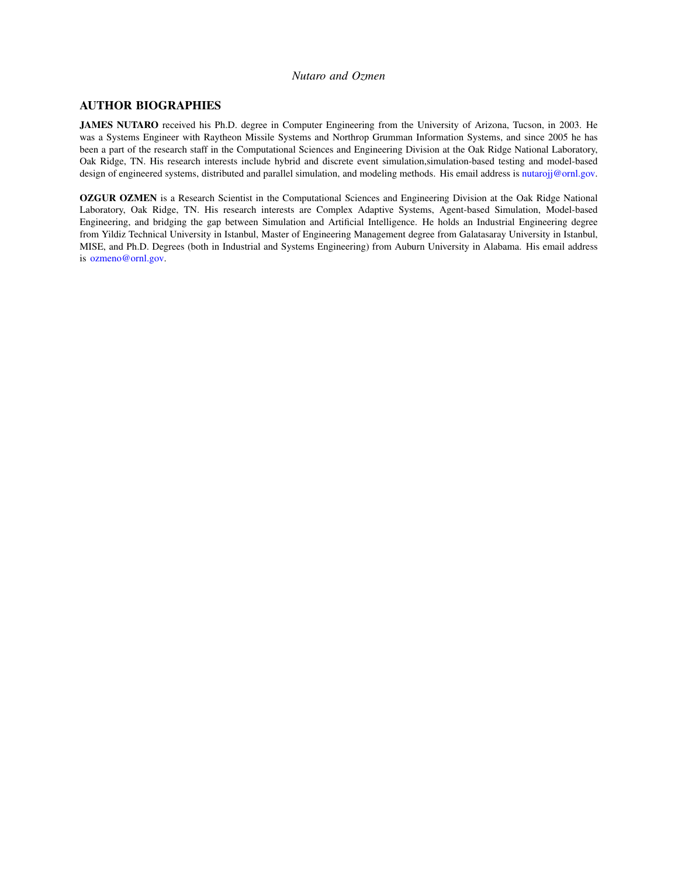## AUTHOR BIOGRAPHIES

**JAMES NUTARO** received his Ph.D. degree in Computer Engineering from the University of Arizona, Tucson, in 2003. He was a Systems Engineer with Raytheon Missile Systems and Northrop Grumman Information Systems, and since 2005 he has been a part of the research staff in the Computational Sciences and Engineering Division at the Oak Ridge National Laboratory, Oak Ridge, TN. His research interests include hybrid and discrete event simulation,simulation-based testing and model-based design of engineered systems, distributed and parallel simulation, and modeling methods. His email address is nutarojj@ornl.gov.

**OZGUR OZMEN** is a Research Scientist in the Computational Sciences and Engineering Division at the Oak Ridge National Laboratory, Oak Ridge, TN. His research interests are Complex Adaptive Systems, Agent-based Simulation, Model-based Engineering, and bridging the gap between Simulation and Artificial Intelligence. He holds an Industrial Engineering degree from Yildiz Technical University in Istanbul, Master of Engineering Management degree from Galatasaray University in Istanbul, MISE, and Ph.D. Degrees (both in Industrial and Systems Engineering) from Auburn University in Alabama. His email address is ozmeno@ornl.gov.